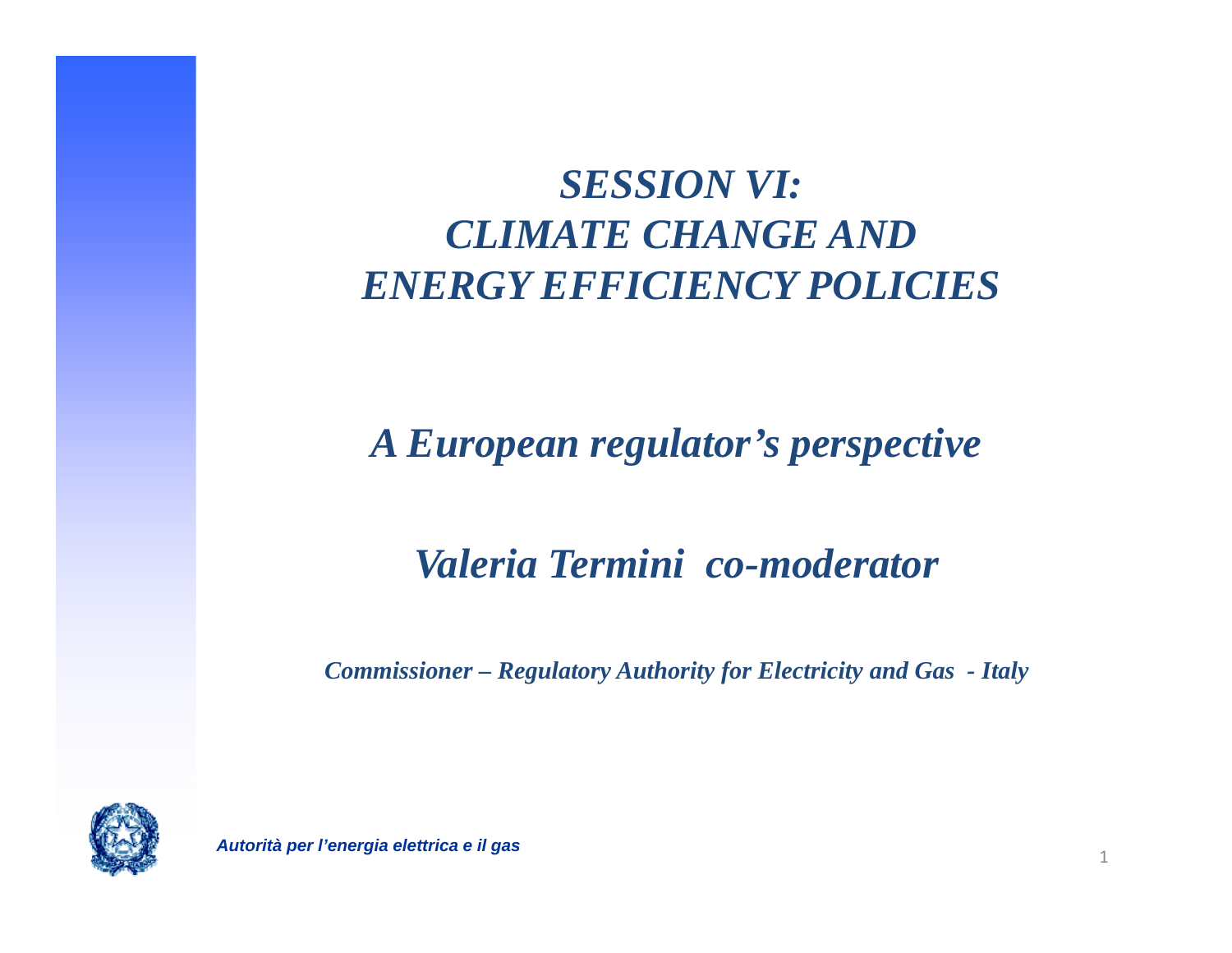# *SESSION VI: CLIMATE CHANGE AND ENERGY EFFICIENCY POLICIES*

## *A European regulator's perspective*

## *Valeria Termini co-moderator*

***Commissioner – Regulatory Authority for Electricity and Gas - Italy***

***Autorità per l'energia elettrica e il gas***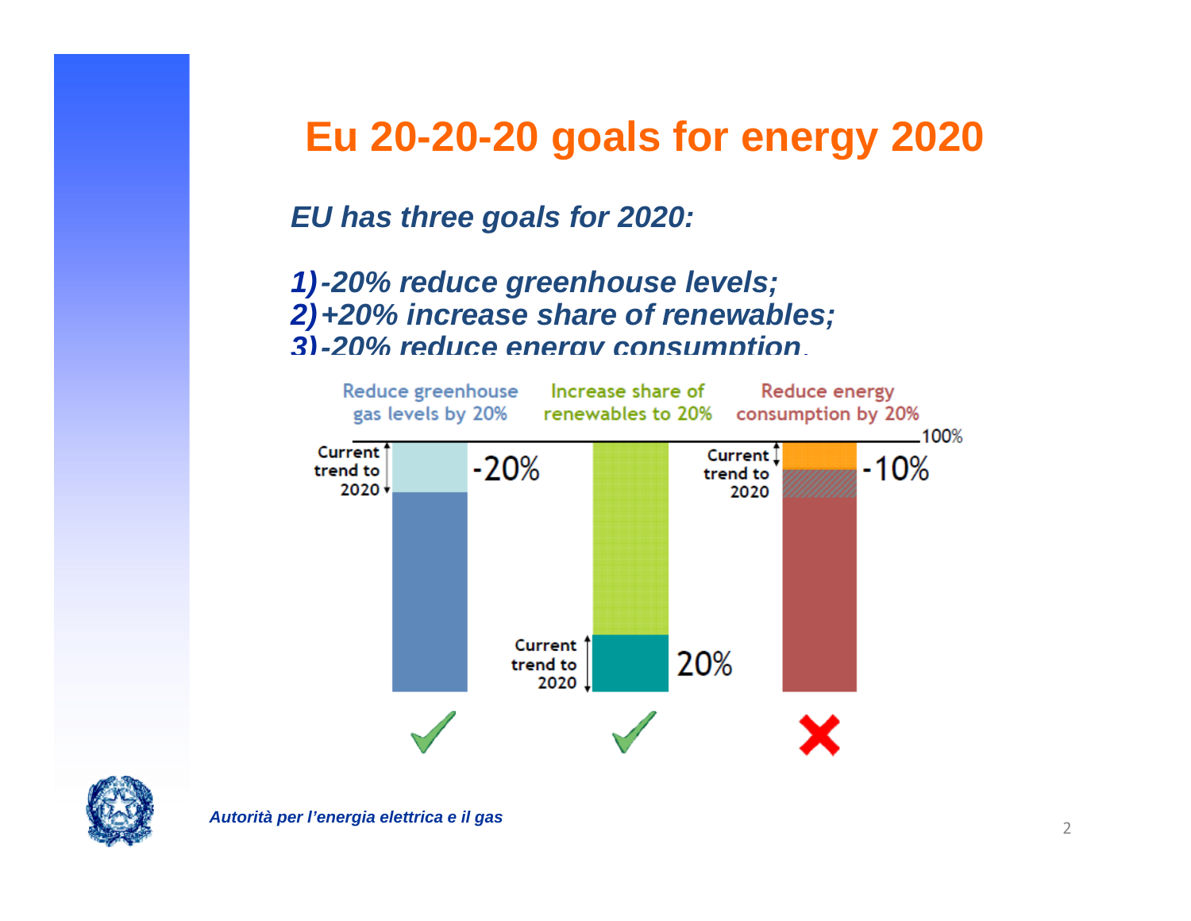# Eu 20-20-20 goals for energy 2020

***EU has three goals for 2020:***

***1) -20% reduce greenhouse levels;***
***2) +20% increase share of renewables;***
***3) -20% reduce energy consumption.***

Reduce greenhouse gas levels by 20% | Increase share of renewables to 20% | Reduce energy consumption by 20%

100%

Current trend to 2020 -20%

Current trend to 2020 20%

Current trend to 2020 -10%

✓ ✓ ✗

*Autorità per l'energia elettrica e il gas*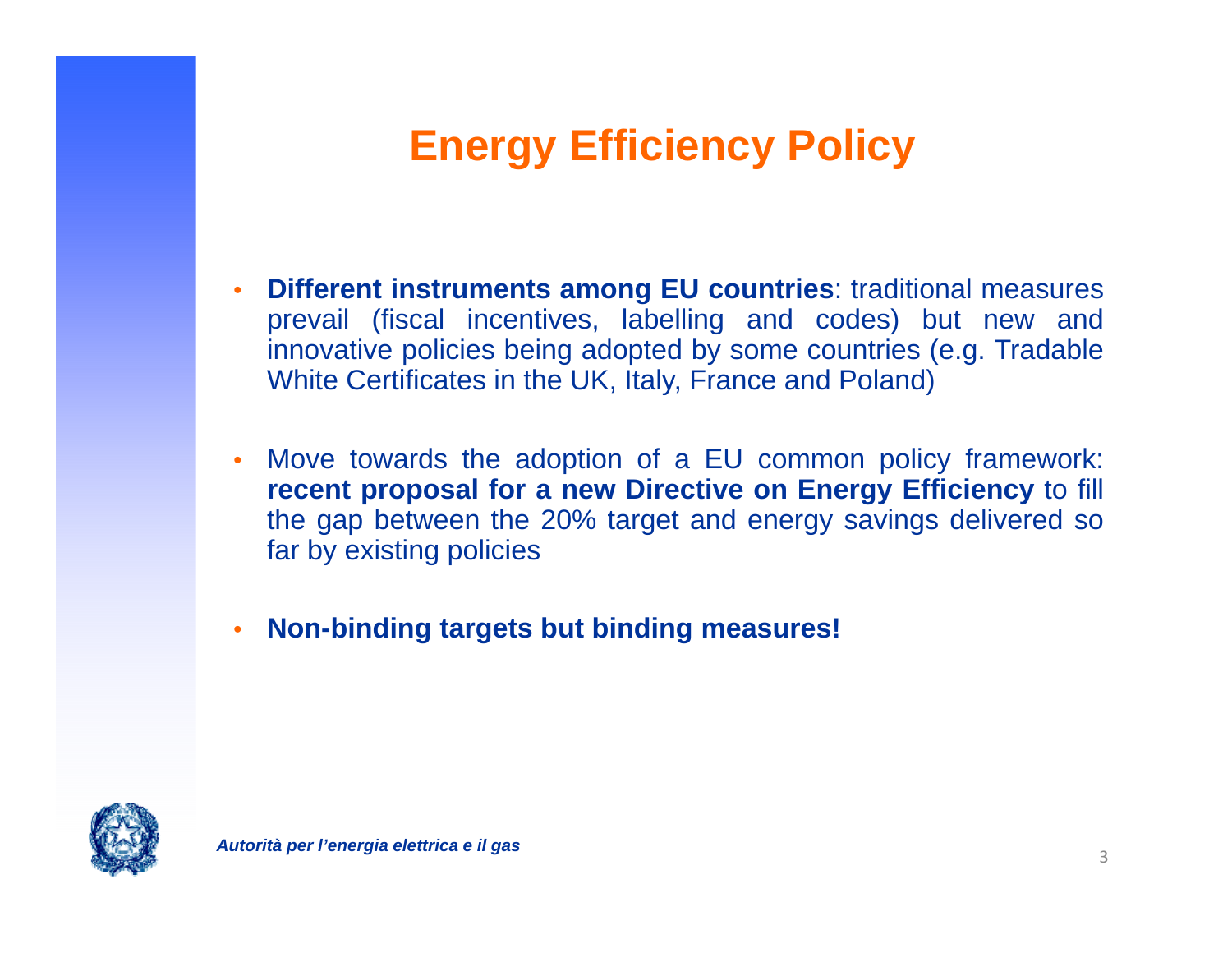# Energy Efficiency Policy

- **Different instruments among EU countries**: traditional measures prevail (fiscal incentives, labelling and codes) but new and innovative policies being adopted by some countries (e.g. Tradable White Certificates in the UK, Italy, France and Poland)

- Move towards the adoption of a EU common policy framework: **recent proposal for a new Directive on Energy Efficiency** to fill the gap between the 20% target and energy savings delivered so far by existing policies

- **Non-binding targets but binding measures!**

***Autorità per l'energia elettrica e il gas***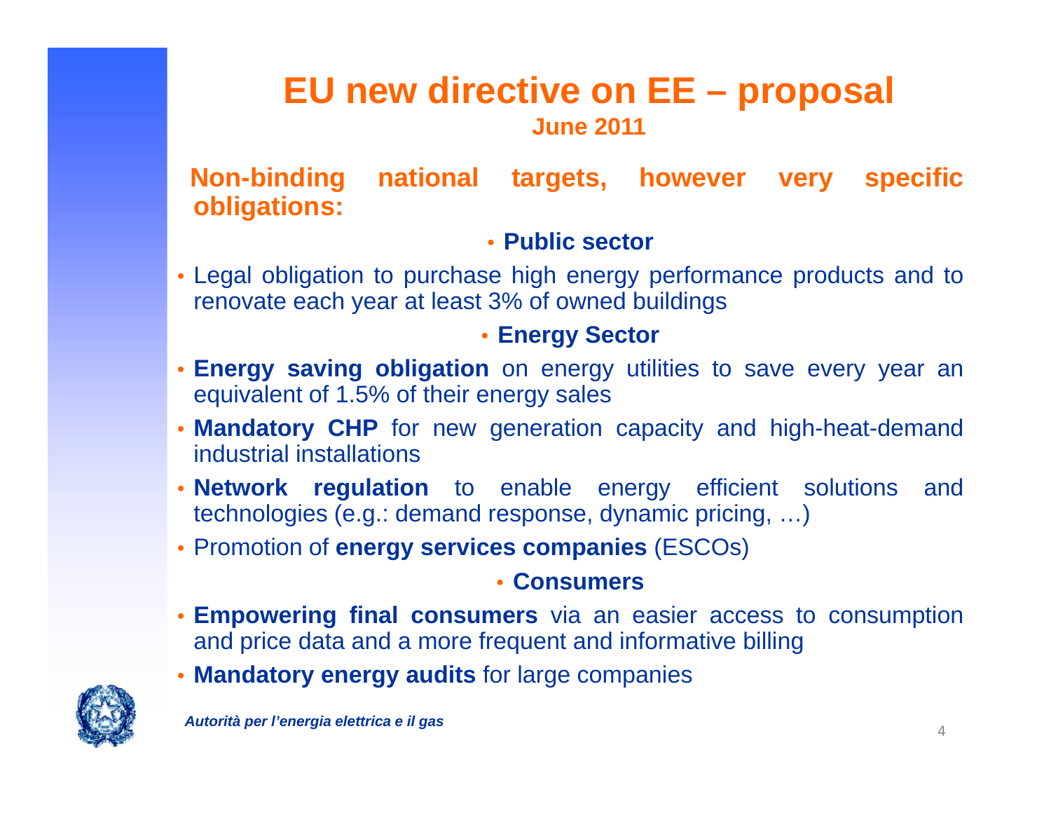# EU new directive on EE – proposal

**June 2011**

**Non-binding national targets, however very specific obligations:**

### Public sector

- Legal obligation to purchase high energy performance products and to renovate each year at least 3% of owned buildings

### Energy Sector

- **Energy saving obligation** on energy utilities to save every year an equivalent of 1.5% of their energy sales
- **Mandatory CHP** for new generation capacity and high-heat-demand industrial installations
- **Network regulation** to enable energy efficient solutions and technologies (e.g.: demand response, dynamic pricing, …)
- Promotion of **energy services companies** (ESCOs)

### Consumers

- **Empowering final consumers** via an easier access to consumption and price data and a more frequent and informative billing
- **Mandatory energy audits** for large companies

*Autorità per l'energia elettrica e il gas*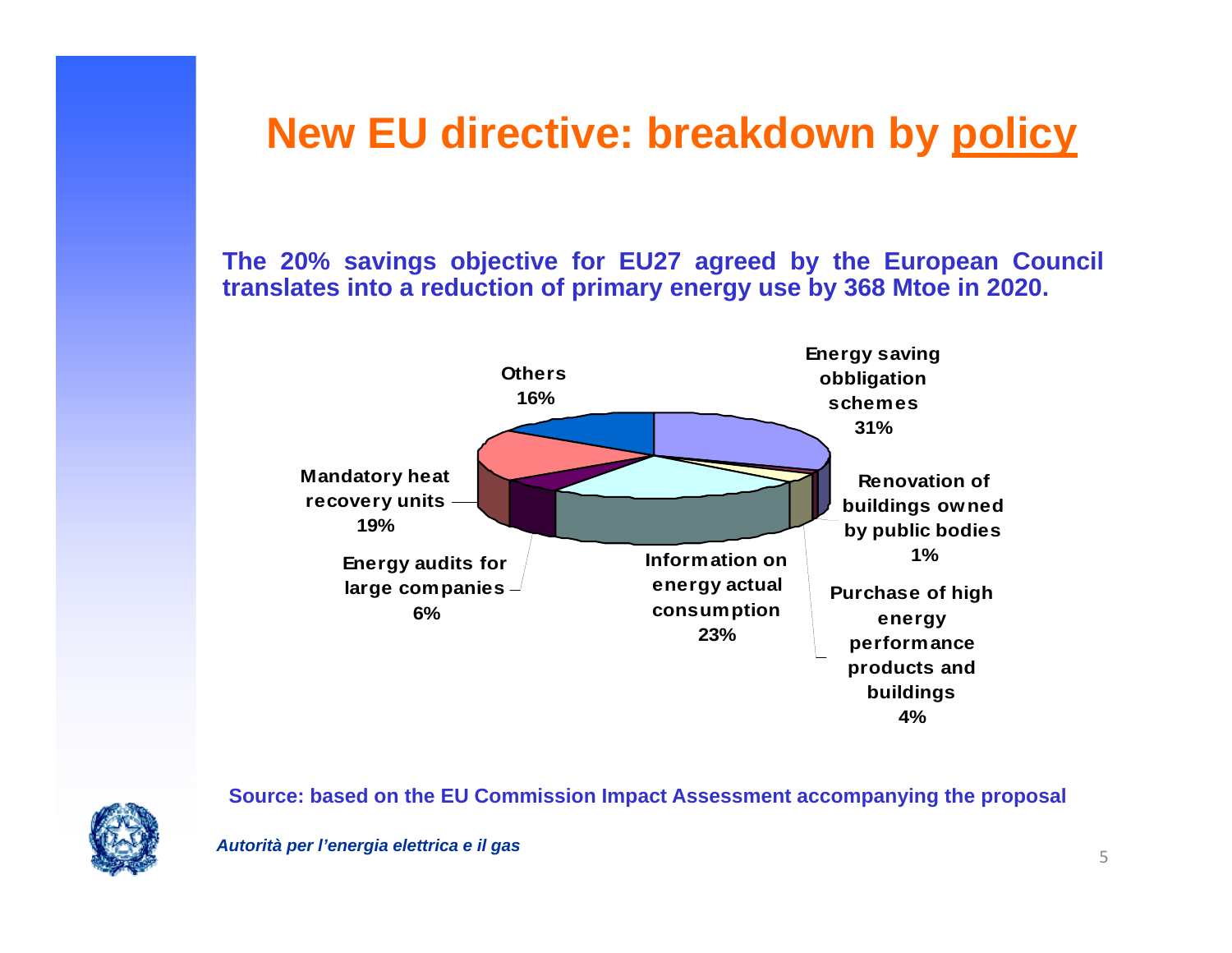# New EU directive: breakdown by <u>policy</u>

**The 20% savings objective for EU27 agreed by the European Council translates into a reduction of primary energy use by 368 Mtoe in 2020.**

| Policy | Share |
|---|---|
| Energy saving obbligation schemes | 31% |
| Renovation of buildings owned by public bodies | 1% |
| Purchase of high energy performance products and buildings | 4% |
| Information on energy actual consumption | 23% |
| Energy audits for large companies | 6% |
| Mandatory heat recovery units | 19% |
| Others | 16% |

**Source: based on the EU Commission Impact Assessment accompanying the proposal**

***Autorità per l'energia elettrica e il gas***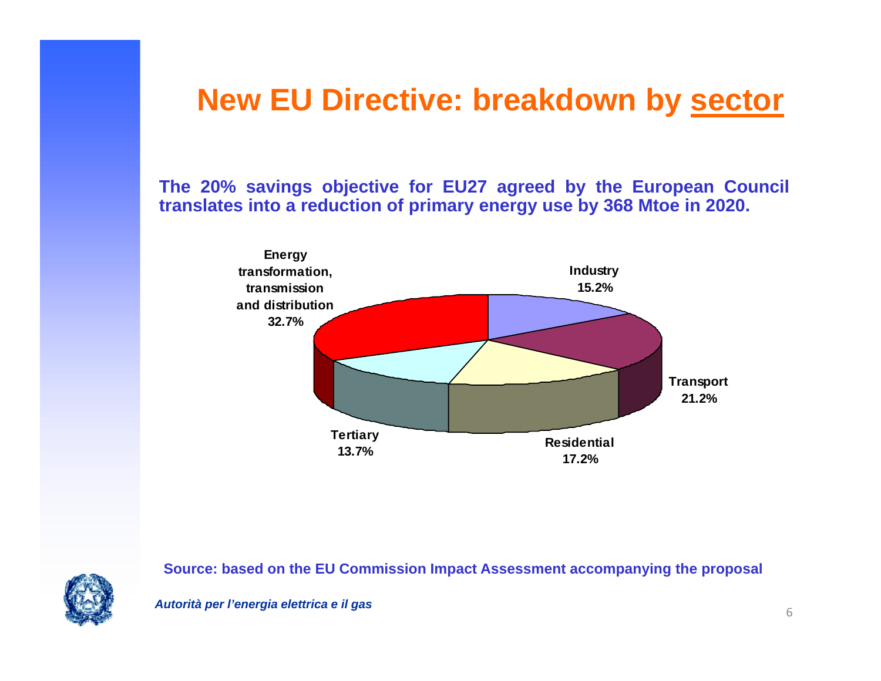# New EU Directive: breakdown by sector

**The 20% savings objective for EU27 agreed by the European Council translates into a reduction of primary energy use by 368 Mtoe in 2020.**

| Sector | Share |
|---|---|
| Energy transformation, transmission and distribution | 32.7% |
| Industry | 15.2% |
| Transport | 21.2% |
| Residential | 17.2% |
| Tertiary | 13.7% |

**Source: based on the EU Commission Impact Assessment accompanying the proposal**

*Autorità per l'energia elettrica e il gas*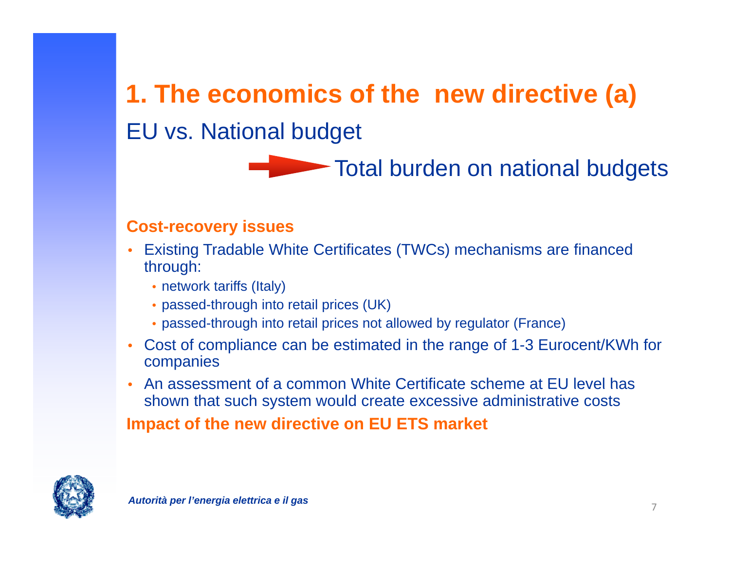# 1. The economics of the new directive (a)

## EU vs. National budget

→ Total burden on national budgets

**Cost-recovery issues**

- Existing Tradable White Certificates (TWCs) mechanisms are financed through:
  - network tariffs (Italy)
  - passed-through into retail prices (UK)
  - passed-through into retail prices not allowed by regulator (France)
- Cost of compliance can be estimated in the range of 1-3 Eurocent/KWh for companies
- An assessment of a common White Certificate scheme at EU level has shown that such system would create excessive administrative costs

**Impact of the new directive on EU ETS market**

*Autorità per l'energia elettrica e il gas*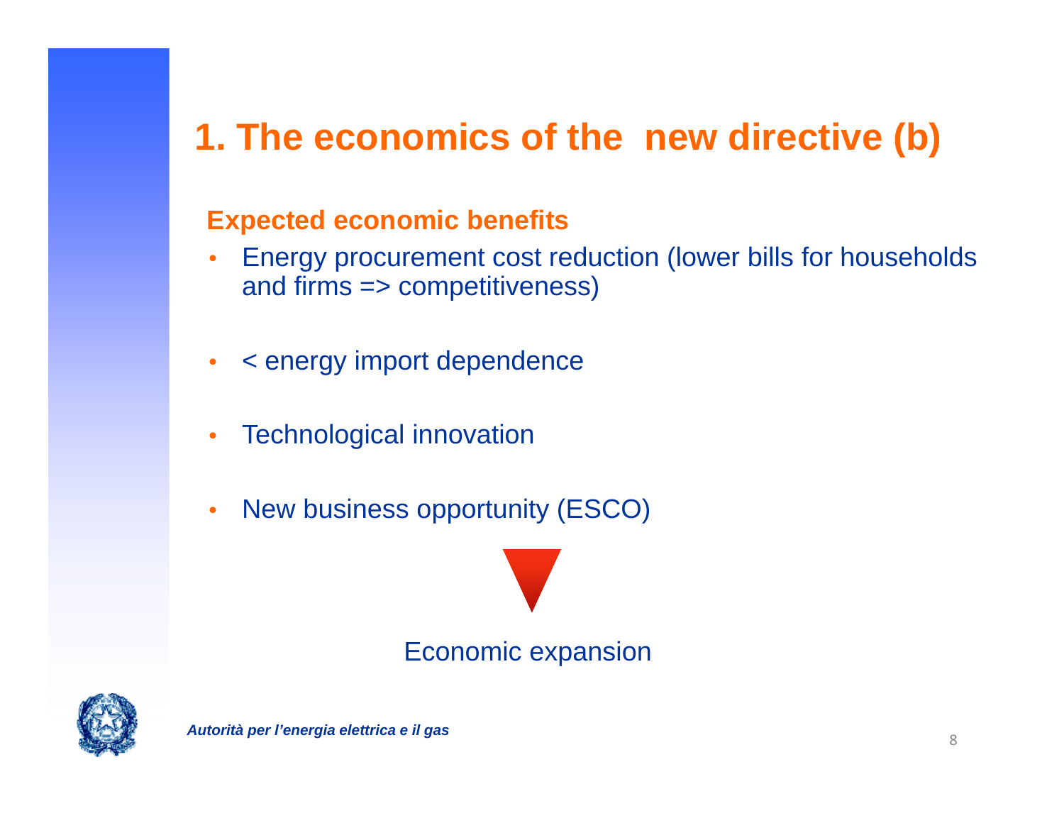# 1. The economics of the new directive (b)

## Expected economic benefits

- Energy procurement cost reduction (lower bills for households and firms => competitiveness)
- < energy import dependence
- Technological innovation
- New business opportunity (ESCO)

Economic expansion

*Autorità per l'energia elettrica e il gas*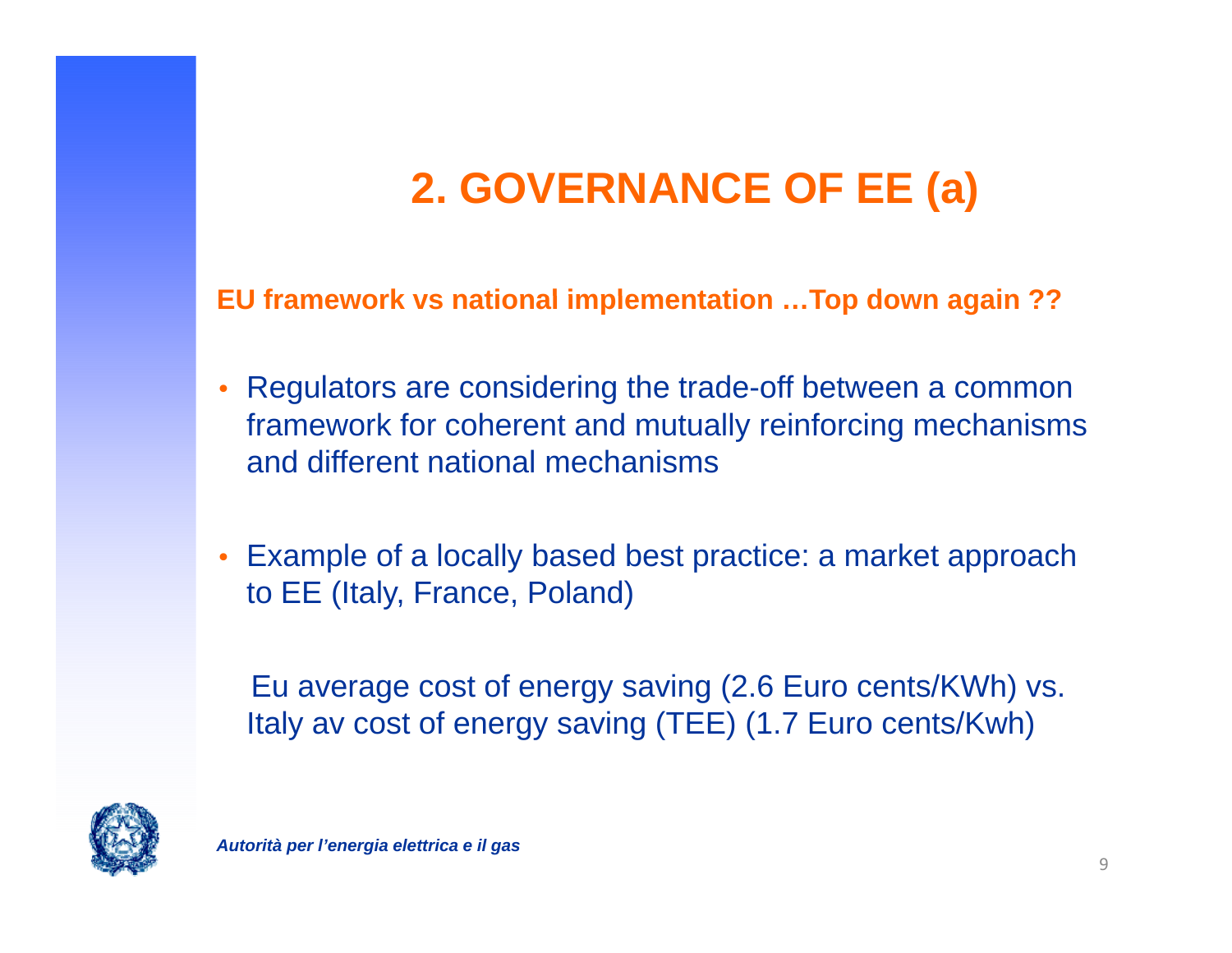# 2. GOVERNANCE OF EE (a)

**EU framework vs national implementation …Top down again ??**

- Regulators are considering the trade-off between a common framework for coherent and mutually reinforcing mechanisms and different national mechanisms

- Example of a locally based best practice: a market approach to EE (Italy, France, Poland)

  Eu average cost of energy saving (2.6 Euro cents/KWh) vs. Italy av cost of energy saving (TEE) (1.7 Euro cents/Kwh)

***Autorità per l'energia elettrica e il gas***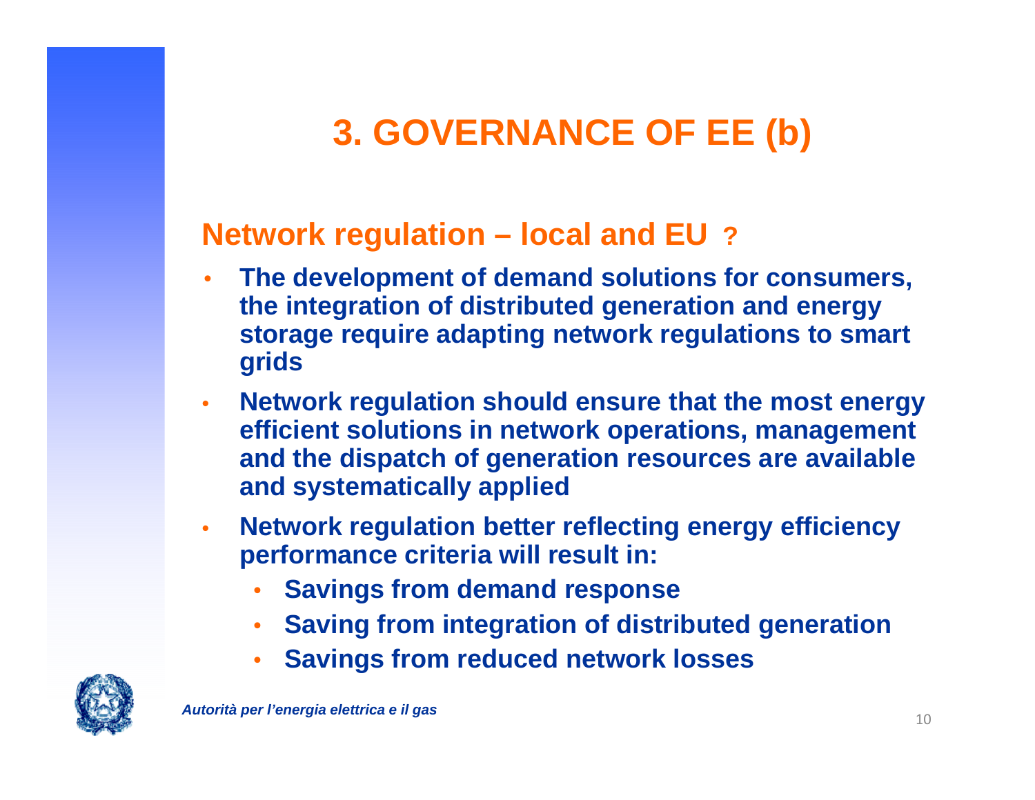# 3. GOVERNANCE OF EE (b)

## Network regulation – local and EU ?

- **The development of demand solutions for consumers, the integration of distributed generation and energy storage require adapting network regulations to smart grids**
- **Network regulation should ensure that the most energy efficient solutions in network operations, management and the dispatch of generation resources are available and systematically applied**
- **Network regulation better reflecting energy efficiency performance criteria will result in:**
  - **Savings from demand response**
  - **Saving from integration of distributed generation**
  - **Savings from reduced network losses**

*Autorità per l'energia elettrica e il gas*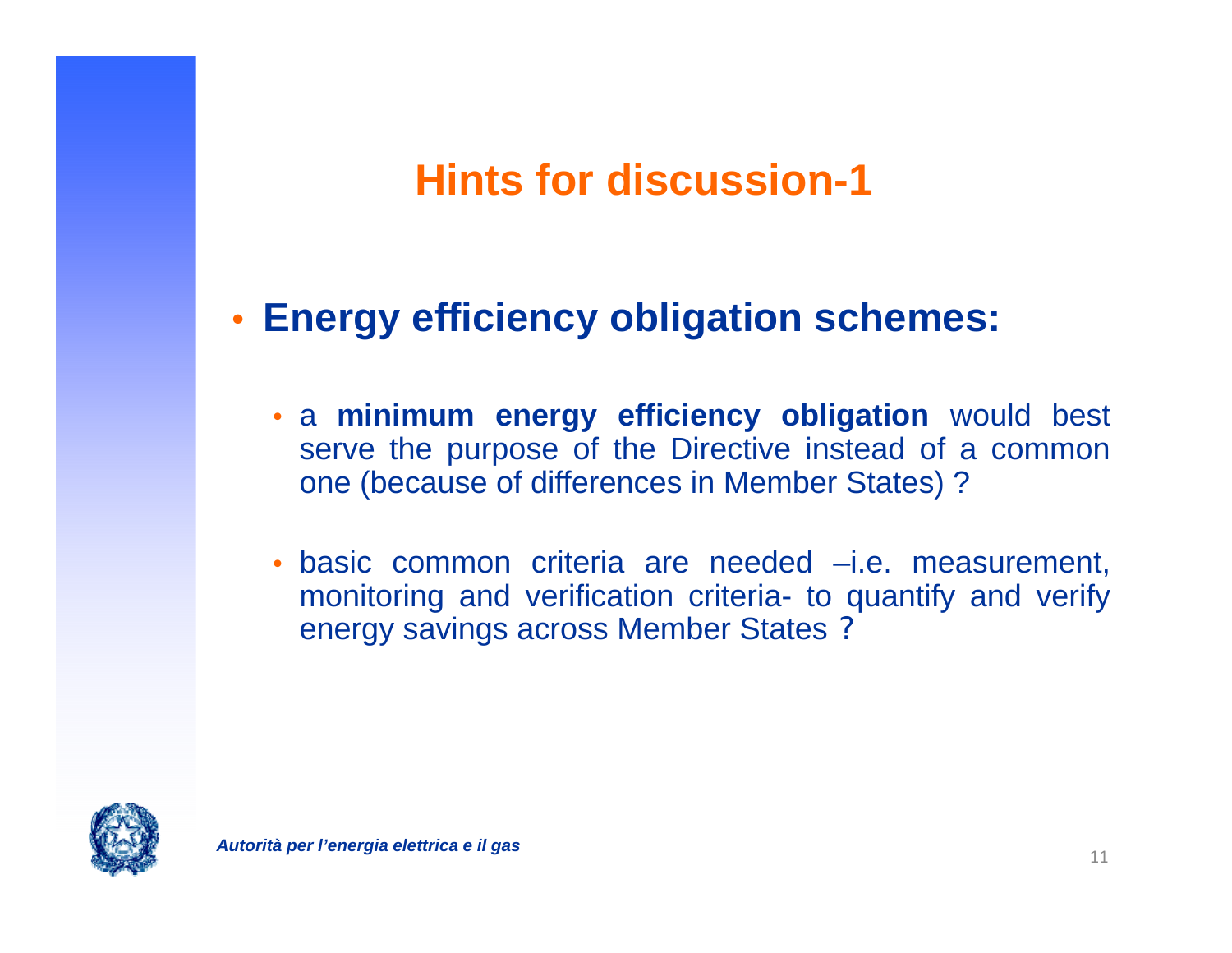# Hints for discussion-1

- **Energy efficiency obligation schemes:**
  - a **minimum energy efficiency obligation** would best serve the purpose of the Directive instead of a common one (because of differences in Member States) ?
  - basic common criteria are needed –i.e. measurement, monitoring and verification criteria- to quantify and verify energy savings across Member States ?

***Autorità per l’energia elettrica e il gas***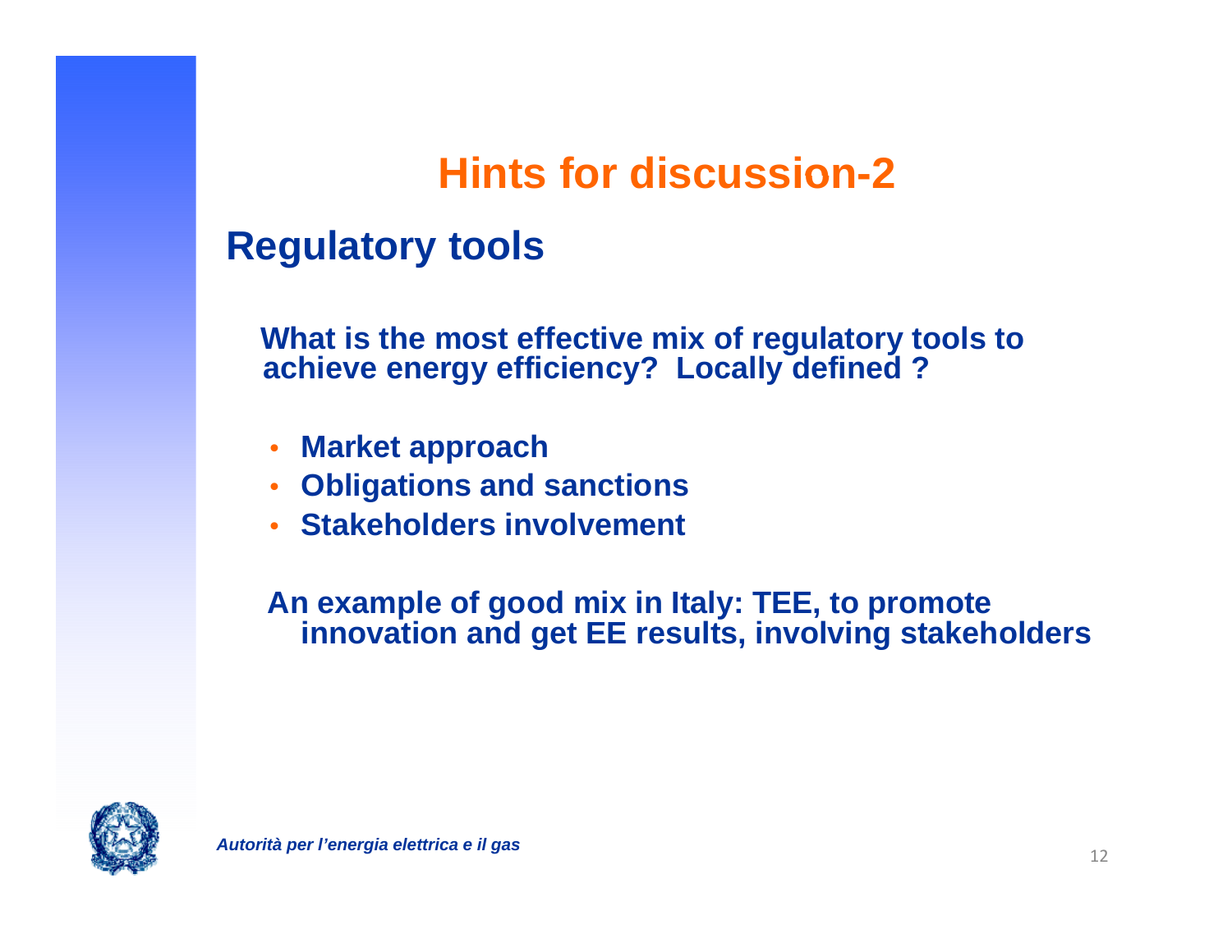# Hints for discussion-2

## Regulatory tools

**What is the most effective mix of regulatory tools to achieve energy efficiency? Locally defined ?**

- **Market approach**
- **Obligations and sanctions**
- **Stakeholders involvement**

**An example of good mix in Italy: TEE, to promote innovation and get EE results, involving stakeholders**

*Autorità per l'energia elettrica e il gas*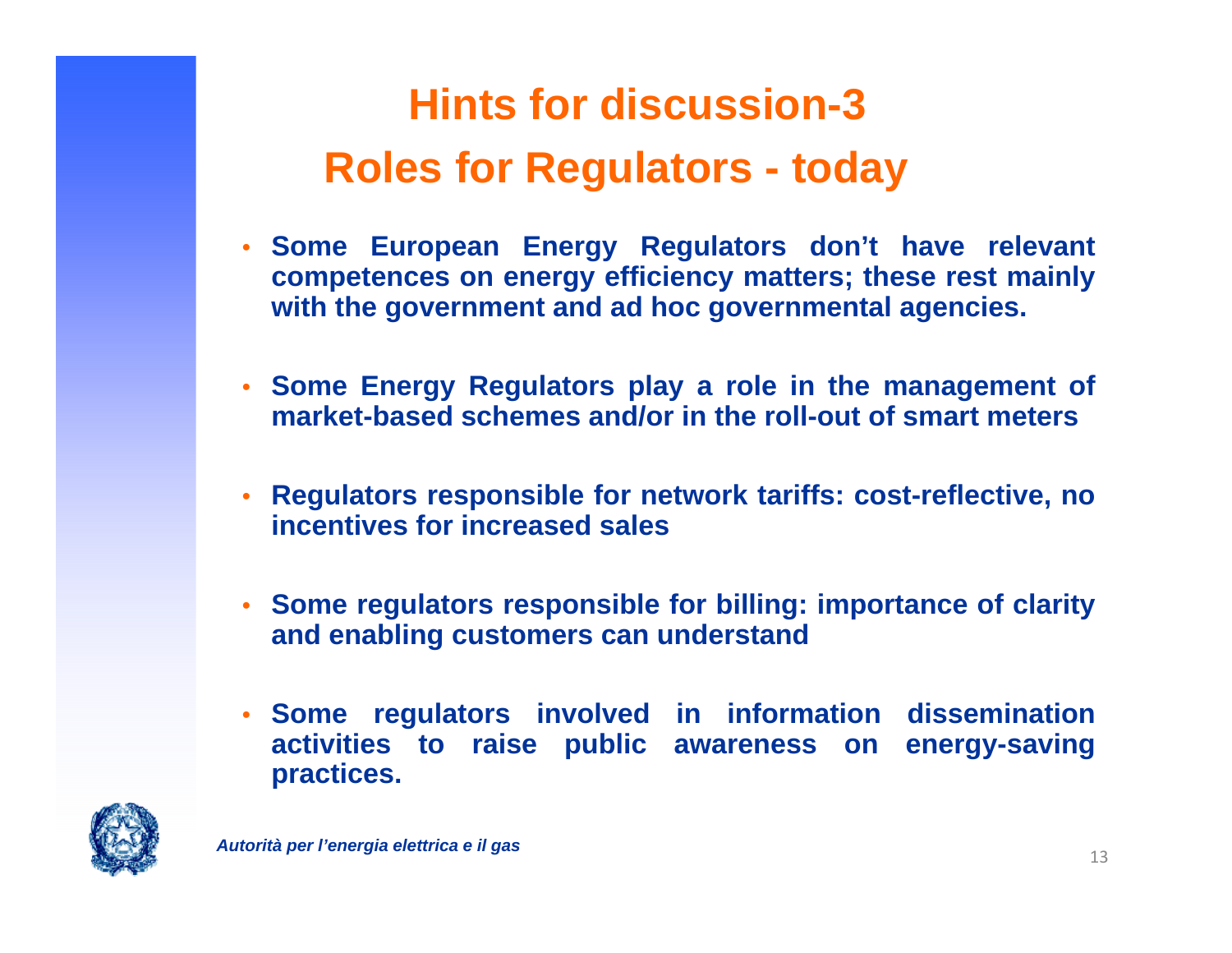# Hints for discussion-3

## Roles for Regulators - today

- **Some European Energy Regulators don't have relevant competences on energy efficiency matters; these rest mainly with the government and ad hoc governmental agencies.**
- **Some Energy Regulators play a role in the management of market-based schemes and/or in the roll-out of smart meters**
- **Regulators responsible for network tariffs: cost-reflective, no incentives for increased sales**
- **Some regulators responsible for billing: importance of clarity and enabling customers can understand**
- **Some regulators involved in information dissemination activities to raise public awareness on energy-saving practices.**

*Autorità per l'energia elettrica e il gas*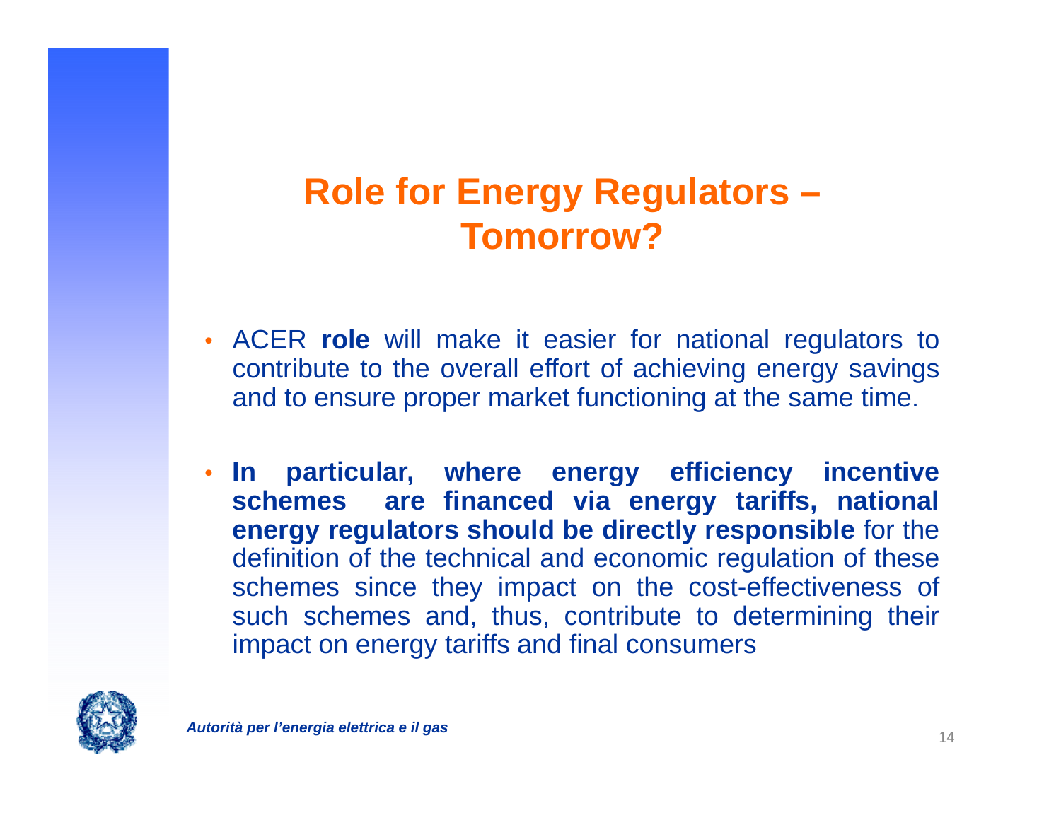# Role for Energy Regulators – Tomorrow?

- ACER **role** will make it easier for national regulators to contribute to the overall effort of achieving energy savings and to ensure proper market functioning at the same time.
- **In particular, where energy efficiency incentive schemes are financed via energy tariffs, national energy regulators should be directly responsible** for the definition of the technical and economic regulation of these schemes since they impact on the cost-effectiveness of such schemes and, thus, contribute to determining their impact on energy tariffs and final consumers

*Autorità per l'energia elettrica e il gas*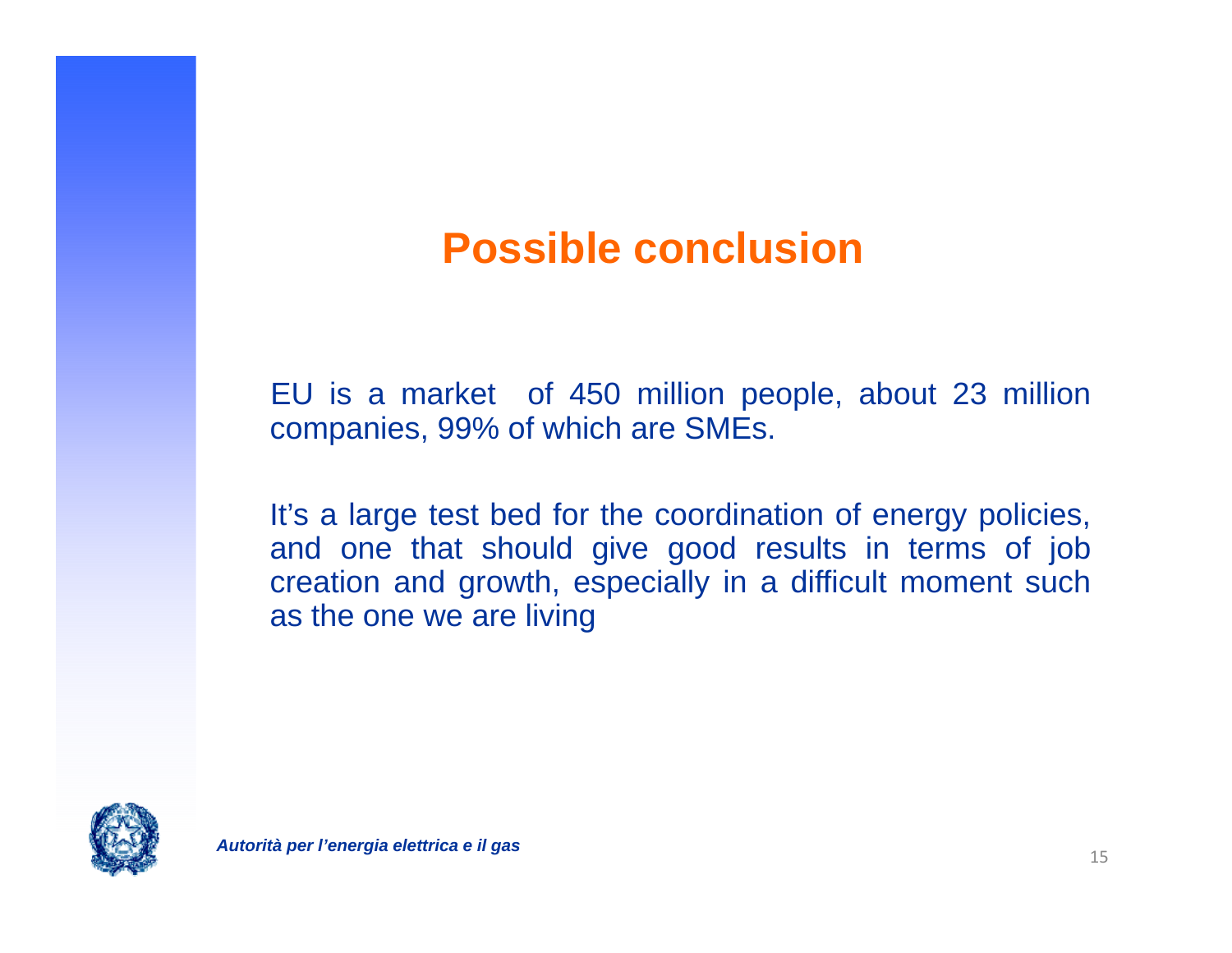# Possible conclusion

EU is a market of 450 million people, about 23 million companies, 99% of which are SMEs.

It’s a large test bed for the coordination of energy policies, and one that should give good results in terms of job creation and growth, especially in a difficult moment such as the one we are living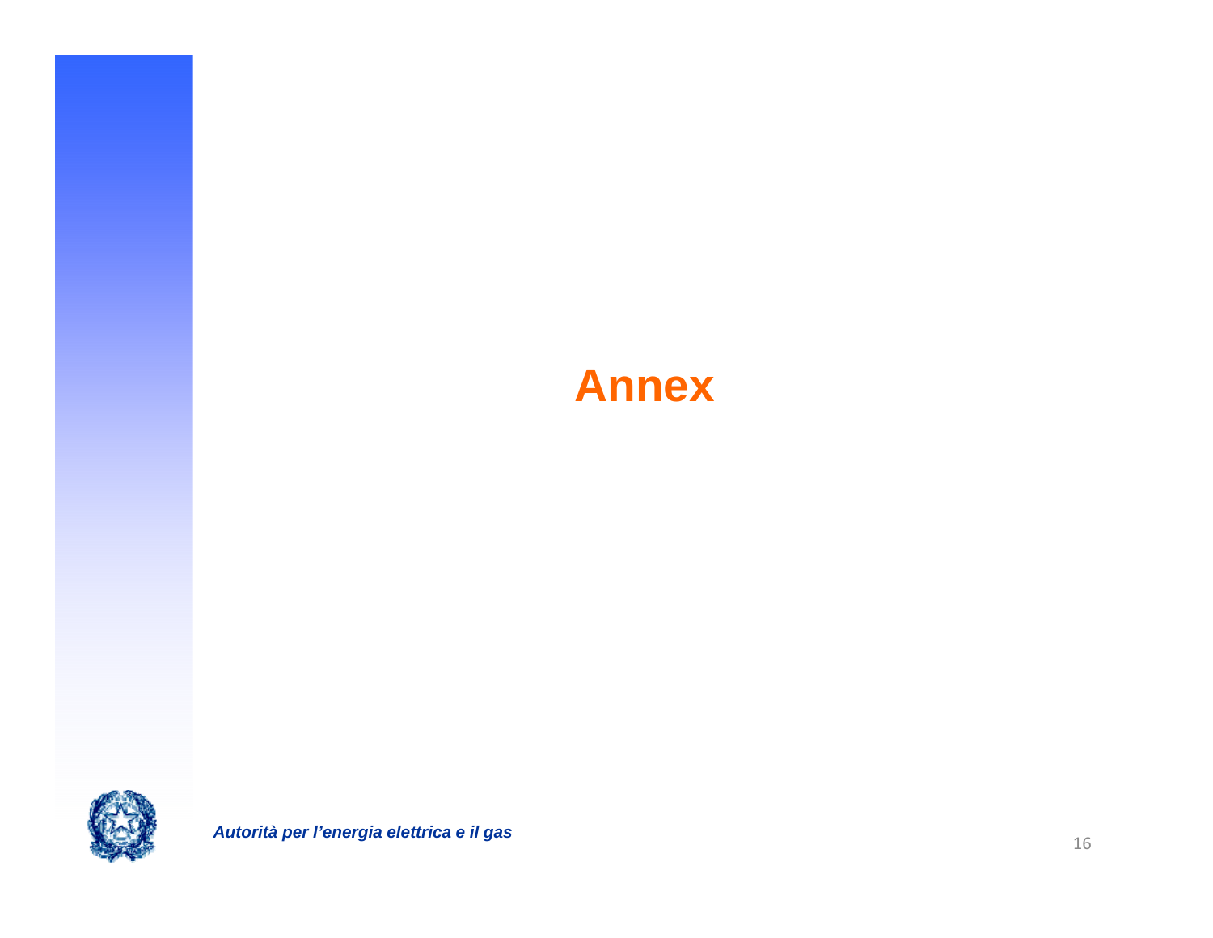# Annex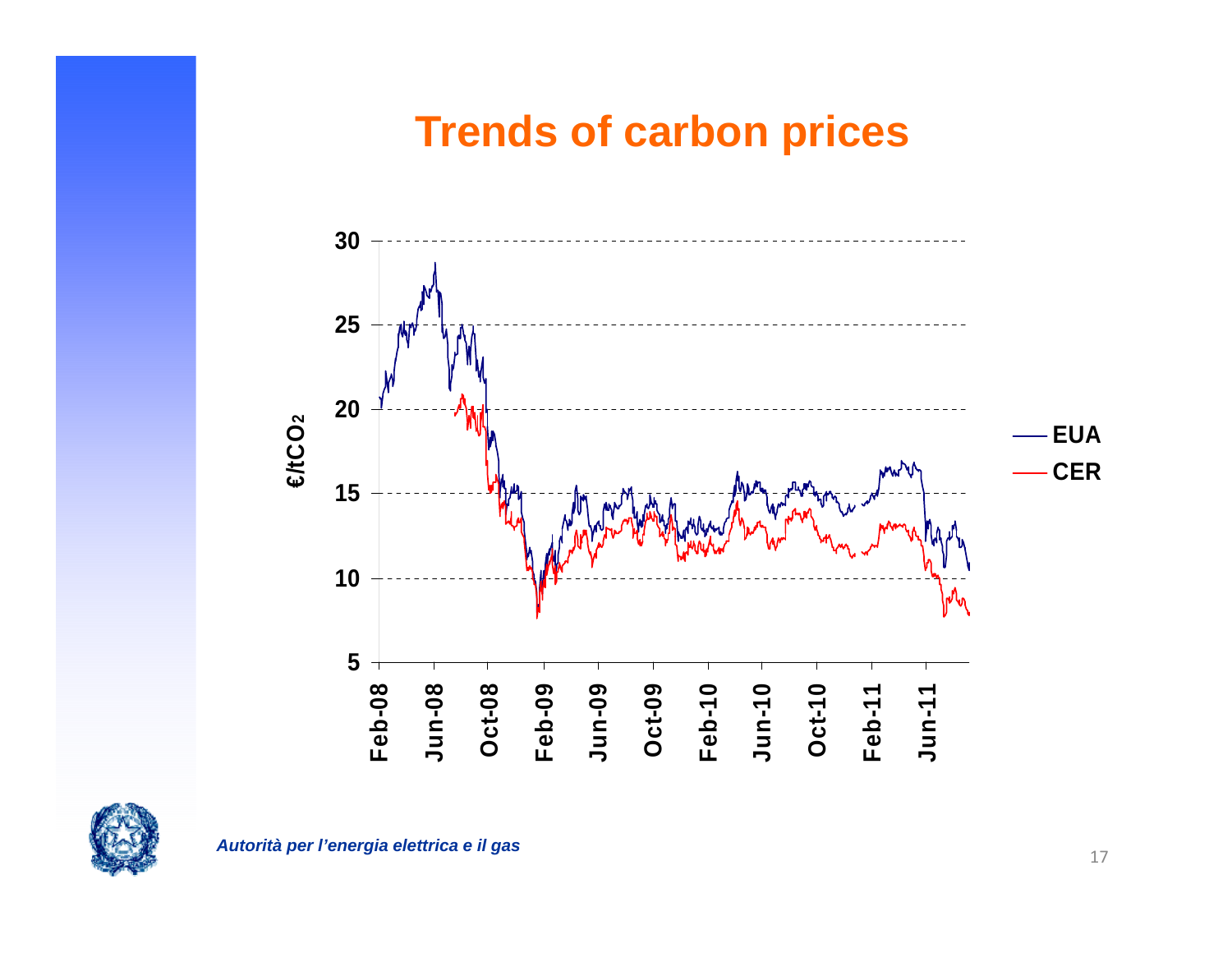# Trends of carbon prices

*Autorità per l'energia elettrica e il gas*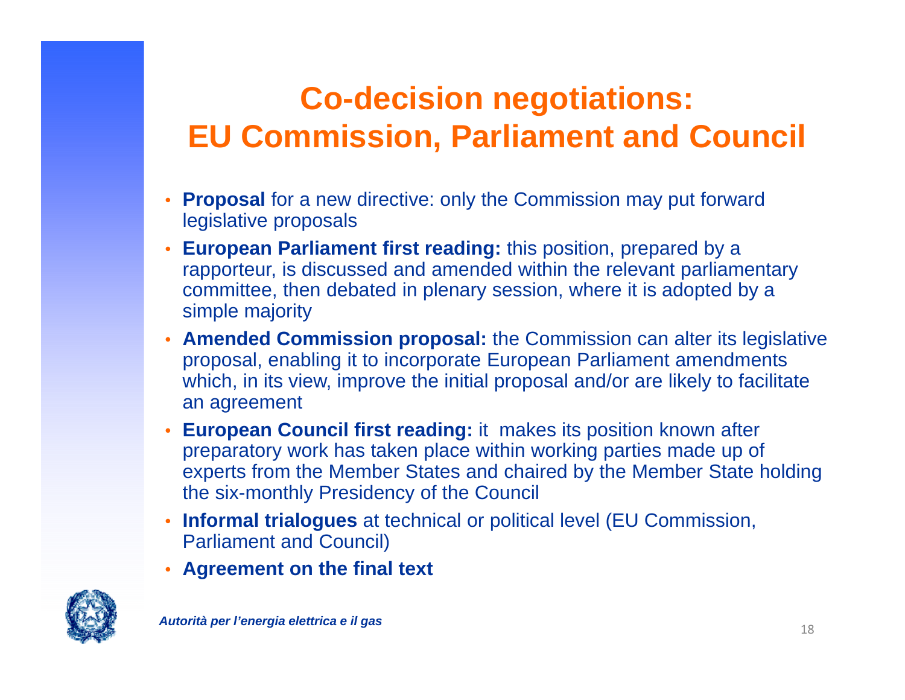# Co-decision negotiations: EU Commission, Parliament and Council

- **Proposal** for a new directive: only the Commission may put forward legislative proposals
- **European Parliament first reading:** this position, prepared by a rapporteur, is discussed and amended within the relevant parliamentary committee, then debated in plenary session, where it is adopted by a simple majority
- **Amended Commission proposal:** the Commission can alter its legislative proposal, enabling it to incorporate European Parliament amendments which, in its view, improve the initial proposal and/or are likely to facilitate an agreement
- **European Council first reading:** it makes its position known after preparatory work has taken place within working parties made up of experts from the Member States and chaired by the Member State holding the six-monthly Presidency of the Council
- **Informal trialogues** at technical or political level (EU Commission, Parliament and Council)
- **Agreement on the final text**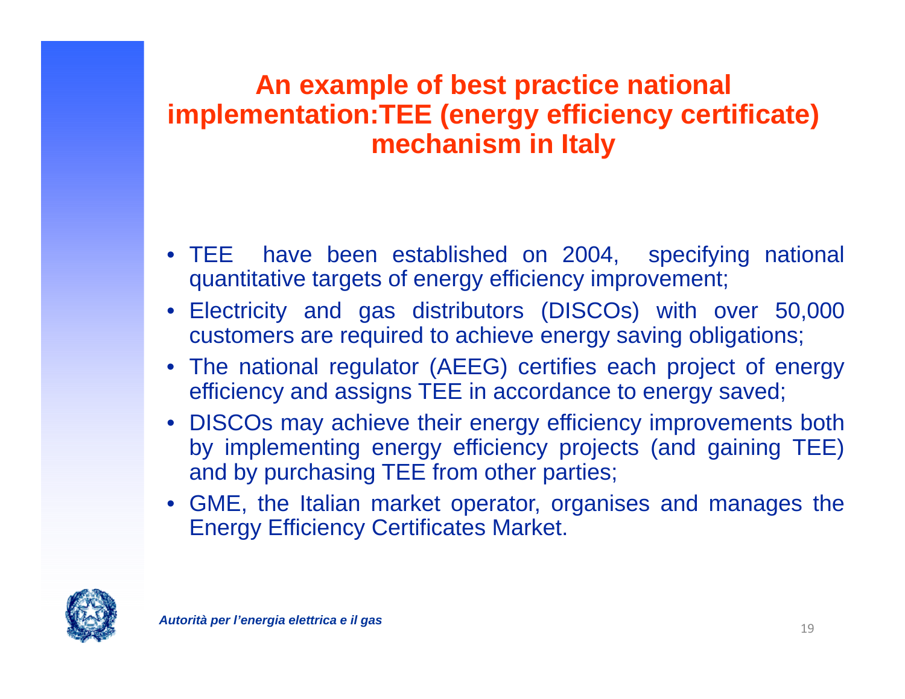# An example of best practice national implementation:TEE (energy efficiency certificate) mechanism in Italy

- TEE have been established on 2004, specifying national quantitative targets of energy efficiency improvement;
- Electricity and gas distributors (DISCOs) with over 50,000 customers are required to achieve energy saving obligations;
- The national regulator (AEEG) certifies each project of energy efficiency and assigns TEE in accordance to energy saved;
- DISCOs may achieve their energy efficiency improvements both by implementing energy efficiency projects (and gaining TEE) and by purchasing TEE from other parties;
- GME, the Italian market operator, organises and manages the Energy Efficiency Certificates Market.

***Autorità per l'energia elettrica e il gas***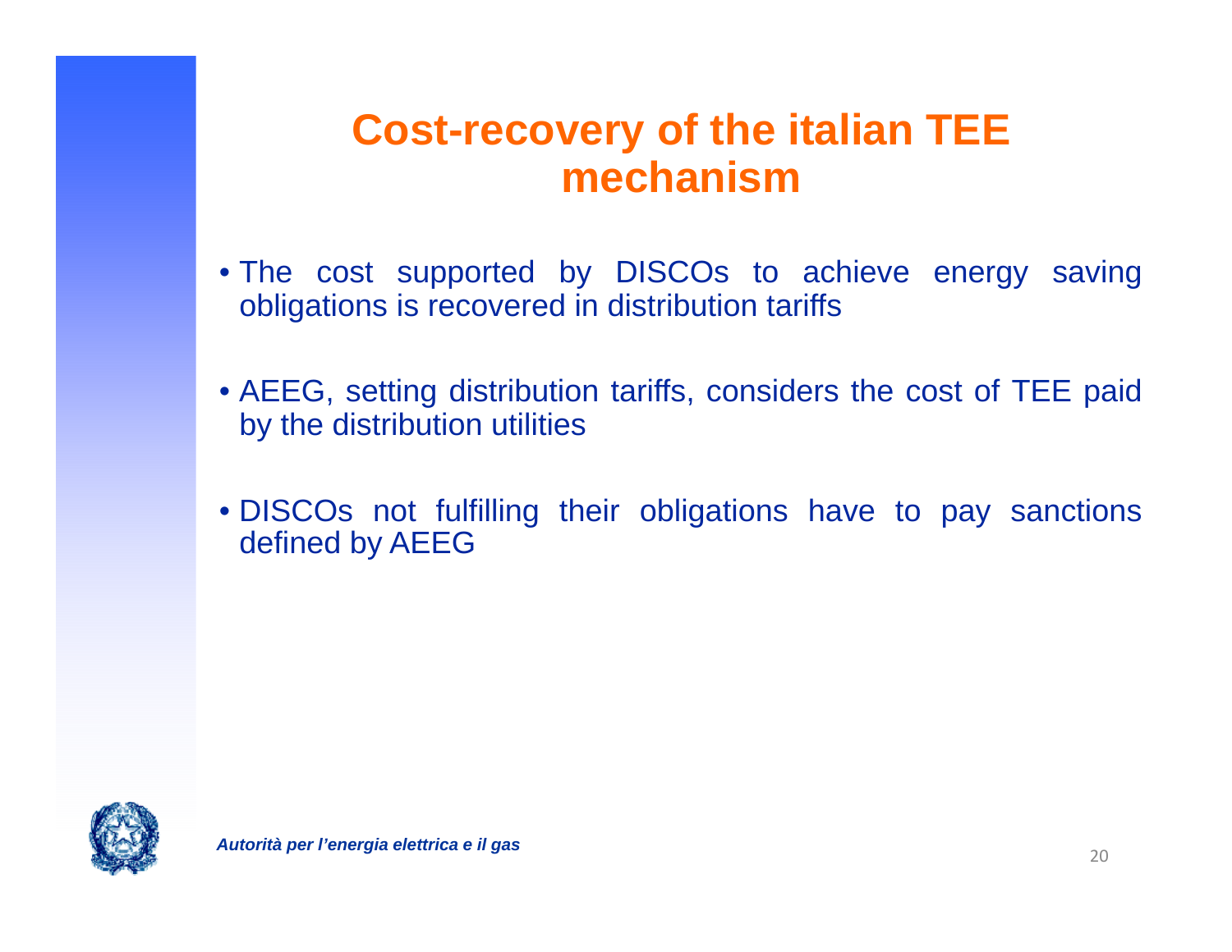# Cost-recovery of the italian TEE mechanism

- The cost supported by DISCOs to achieve energy saving obligations is recovered in distribution tariffs

- AEEG, setting distribution tariffs, considers the cost of TEE paid by the distribution utilities

- DISCOs not fulfilling their obligations have to pay sanctions defined by AEEG

*Autorità per l'energia elettrica e il gas*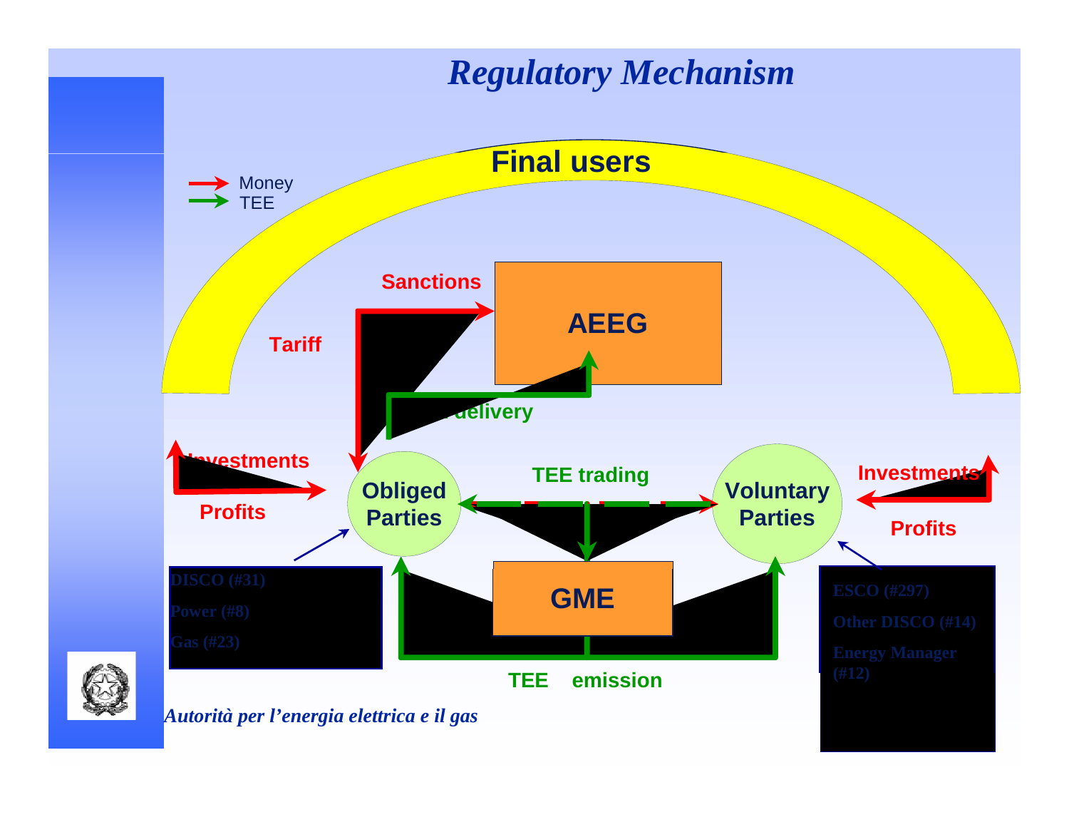# *Regulatory Mechanism*

Final users

Money
TEE

Sanctions

AEEG

Tariff

delivery

Investments

Profits

Obliged Parties

TEE trading

Voluntary Parties

Investments

Profits

DISCO (#31)
Power (#8)
Gas (#23)

GME

ESCO (#297)
Other DISCO (#14)
Energy Manager (#12)

TEE emission

*Autorità per l'energia elettrica e il gas*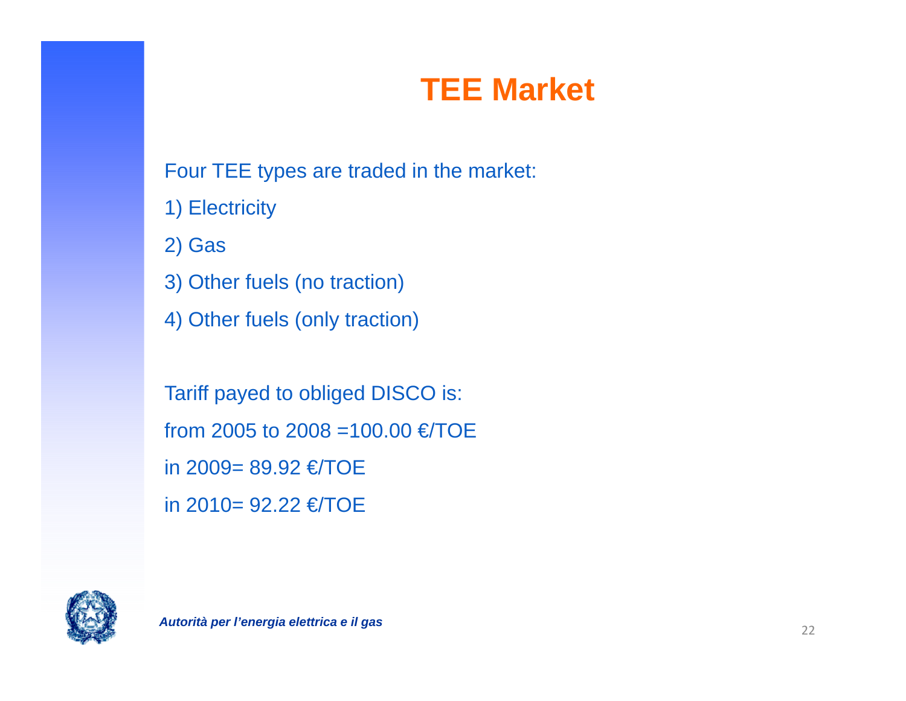# TEE Market

Four TEE types are traded in the market:

1) Electricity

2) Gas

3) Other fuels (no traction)

4) Other fuels (only traction)

Tariff payed to obliged DISCO is:

from 2005 to 2008 =100.00 €/TOE

in 2009= 89.92 €/TOE

in 2010= 92.22 €/TOE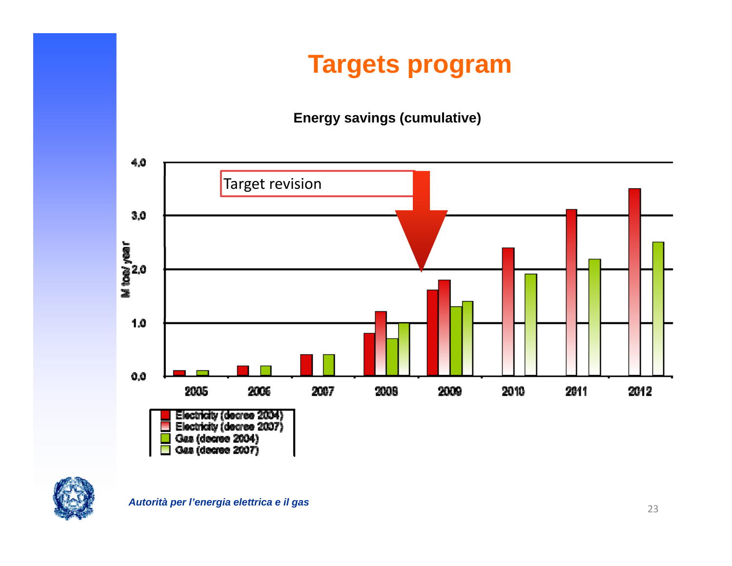# Targets program

**Energy savings (cumulative)**

Target revision

| Year | Electricity (decree 2004) | Electricity (decree 2007) | Gas (decree 2004) | Gas (decree 2007) |
|---|---|---|---|---|
| 2005 | 0.1 | | 0.1 | |
| 2006 | 0.2 | | 0.2 | |
| 2007 | 0.4 | | 0.4 | |
| 2008 | 0.8 | 1.2 | 0.7 | 1.0 |
| 2009 | 1.6 | 1.8 | 1.3 | 1.4 |
| 2010 | | 2.4 | | 1.9 |
| 2011 | | 3.1 | | 2.2 |
| 2012 | | 3.5 | | 2.5 |

M toe/ year

*Autorità per l'energia elettrica e il gas*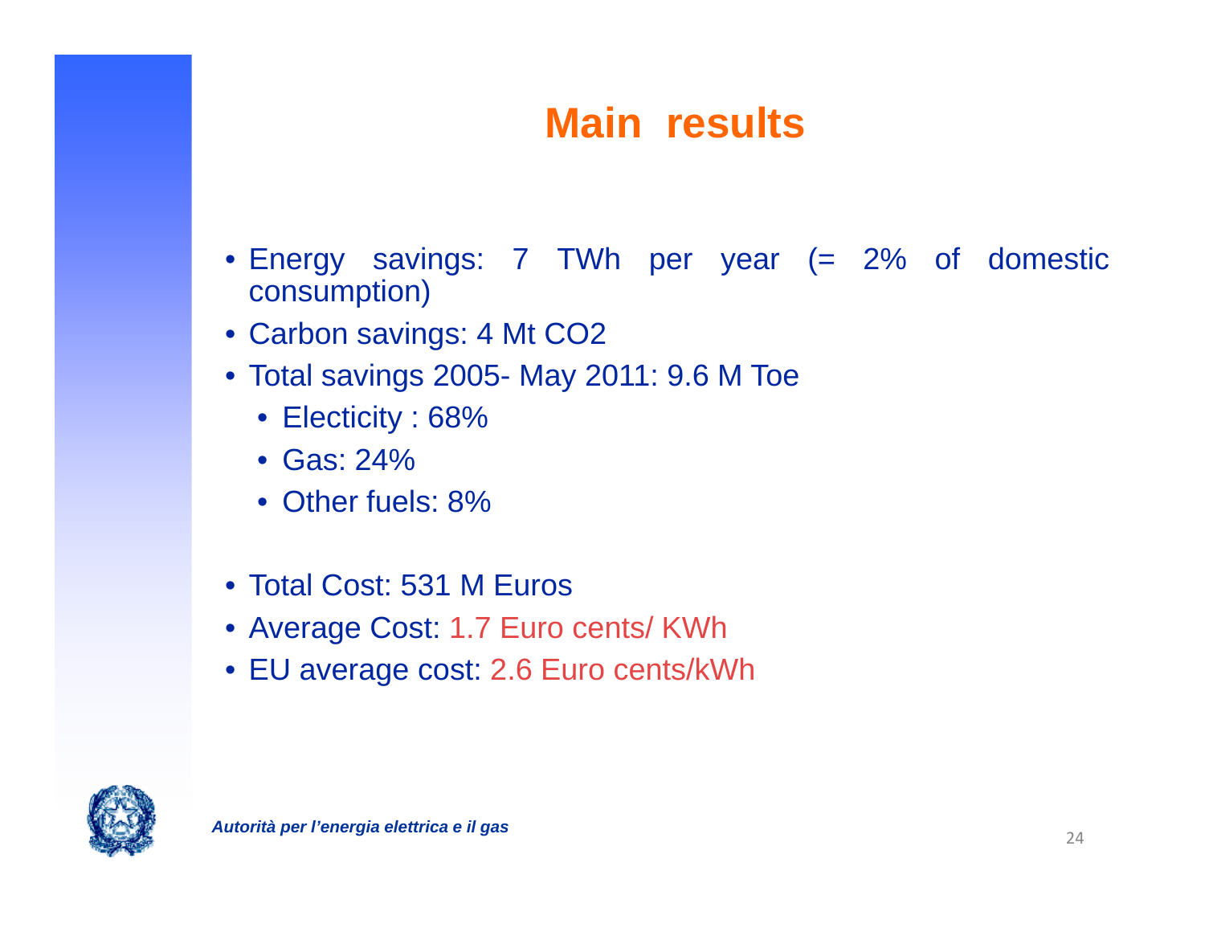# Main results

- Energy savings: 7 TWh per year (= 2% of domestic consumption)
- Carbon savings: 4 Mt CO2
- Total savings 2005- May 2011: 9.6 M Toe
  - Electicity : 68%
  - Gas: 24%
  - Other fuels: 8%

- Total Cost: 531 M Euros
- Average Cost: 1.7 Euro cents/ KWh
- EU average cost: 2.6 Euro cents/kWh

*Autorità per l'energia elettrica e il gas*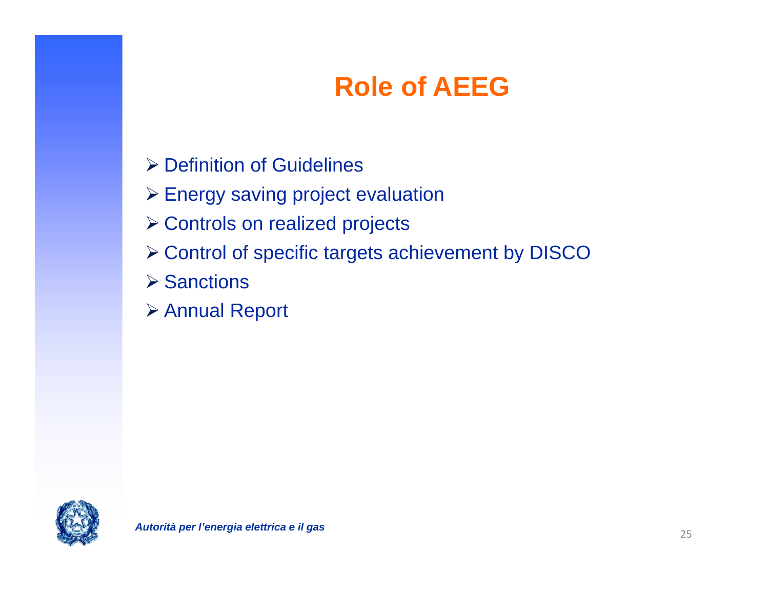# Role of AEEG

- Definition of Guidelines
- Energy saving project evaluation
- Controls on realized projects
- Control of specific targets achievement by DISCO
- Sanctions
- Annual Report